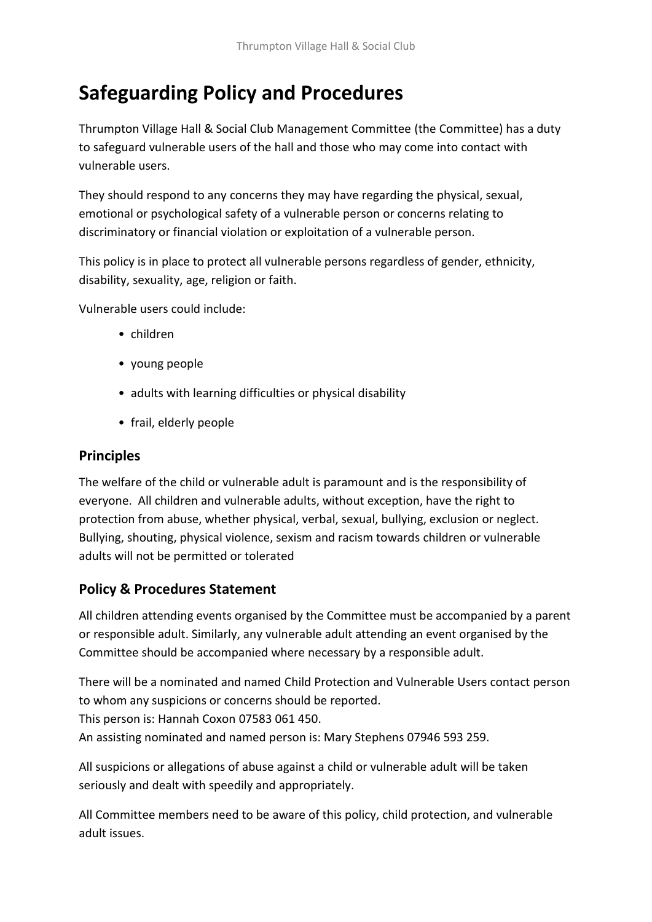# Safeguarding Policy and Procedures

Thrumpton Village Hall & Social Club Management Committee (the Committee) has a duty to safeguard vulnerable users of the hall and those who may come into contact with vulnerable users.

They should respond to any concerns they may have regarding the physical, sexual, emotional or psychological safety of a vulnerable person or concerns relating to discriminatory or financial violation or exploitation of a vulnerable person.

This policy is in place to protect all vulnerable persons regardless of gender, ethnicity, disability, sexuality, age, religion or faith.

Vulnerable users could include:

- children
- young people
- adults with learning difficulties or physical disability
- frail, elderly people

## Principles

The welfare of the child or vulnerable adult is paramount and is the responsibility of everyone. All children and vulnerable adults, without exception, have the right to protection from abuse, whether physical, verbal, sexual, bullying, exclusion or neglect. Bullying, shouting, physical violence, sexism and racism towards children or vulnerable adults will not be permitted or tolerated

## Policy & Procedures Statement

All children attending events organised by the Committee must be accompanied by a parent or responsible adult. Similarly, any vulnerable adult attending an event organised by the Committee should be accompanied where necessary by a responsible adult.

There will be a nominated and named Child Protection and Vulnerable Users contact person to whom any suspicions or concerns should be reported.
This person is: Hannah Coxon 07583 061 450.
An assisting nominated and named person is: Mary Stephens 07946 593 259.

All suspicions or allegations of abuse against a child or vulnerable adult will be taken seriously and dealt with speedily and appropriately.

All Committee members need to be aware of this policy, child protection, and vulnerable adult issues.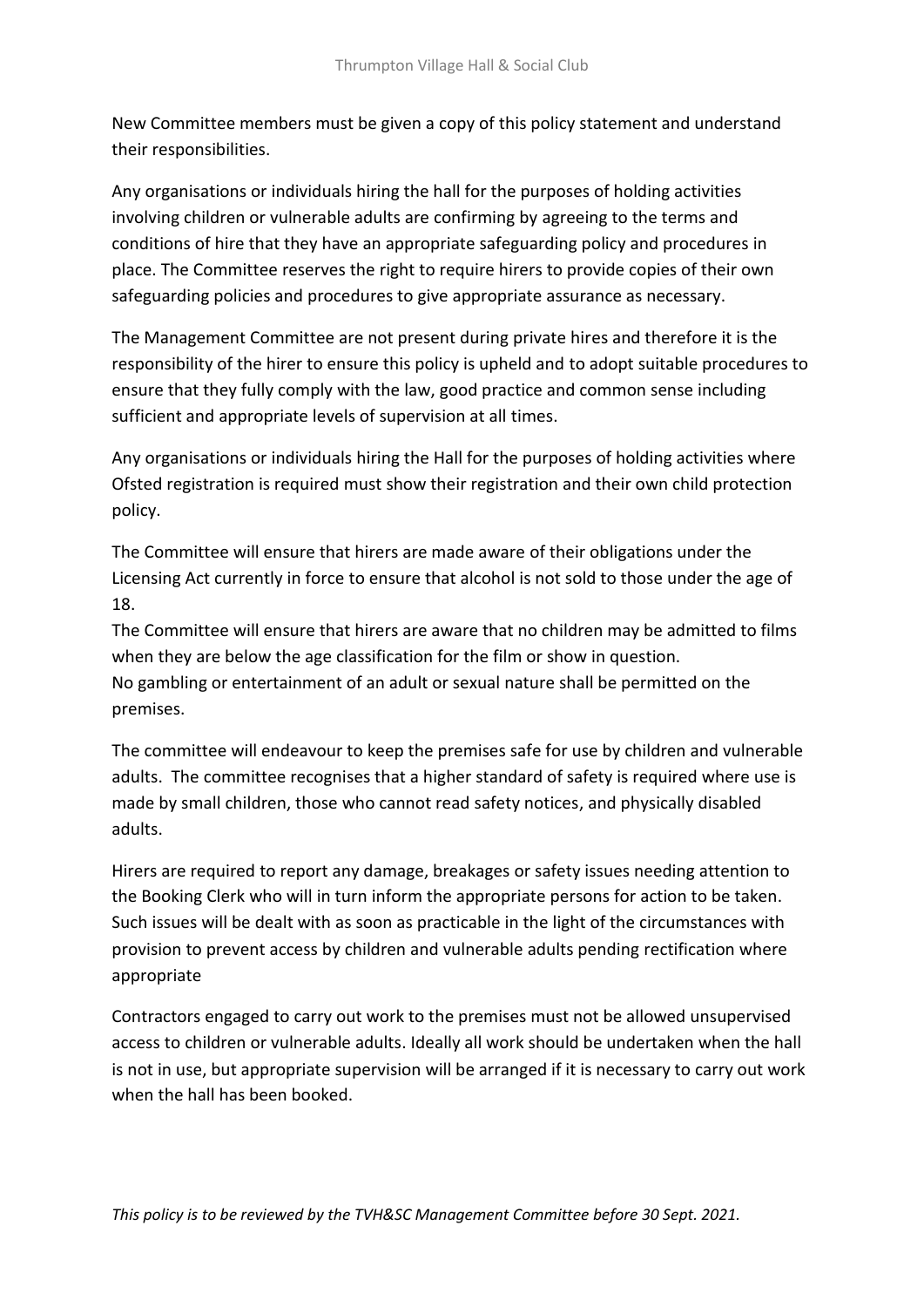New Committee members must be given a copy of this policy statement and understand their responsibilities.

Any organisations or individuals hiring the hall for the purposes of holding activities involving children or vulnerable adults are confirming by agreeing to the terms and conditions of hire that they have an appropriate safeguarding policy and procedures in place. The Committee reserves the right to require hirers to provide copies of their own safeguarding policies and procedures to give appropriate assurance as necessary.

The Management Committee are not present during private hires and therefore it is the responsibility of the hirer to ensure this policy is upheld and to adopt suitable procedures to ensure that they fully comply with the law, good practice and common sense including sufficient and appropriate levels of supervision at all times.

Any organisations or individuals hiring the Hall for the purposes of holding activities where Ofsted registration is required must show their registration and their own child protection policy.

The Committee will ensure that hirers are made aware of their obligations under the Licensing Act currently in force to ensure that alcohol is not sold to those under the age of 18.
The Committee will ensure that hirers are aware that no children may be admitted to films when they are below the age classification for the film or show in question.
No gambling or entertainment of an adult or sexual nature shall be permitted on the premises.

The committee will endeavour to keep the premises safe for use by children and vulnerable adults. The committee recognises that a higher standard of safety is required where use is made by small children, those who cannot read safety notices, and physically disabled adults.

Hirers are required to report any damage, breakages or safety issues needing attention to the Booking Clerk who will in turn inform the appropriate persons for action to be taken. Such issues will be dealt with as soon as practicable in the light of the circumstances with provision to prevent access by children and vulnerable adults pending rectification where appropriate

Contractors engaged to carry out work to the premises must not be allowed unsupervised access to children or vulnerable adults. Ideally all work should be undertaken when the hall is not in use, but appropriate supervision will be arranged if it is necessary to carry out work when the hall has been booked.

*This policy is to be reviewed by the TVH&SC Management Committee before 30 Sept. 2021.*